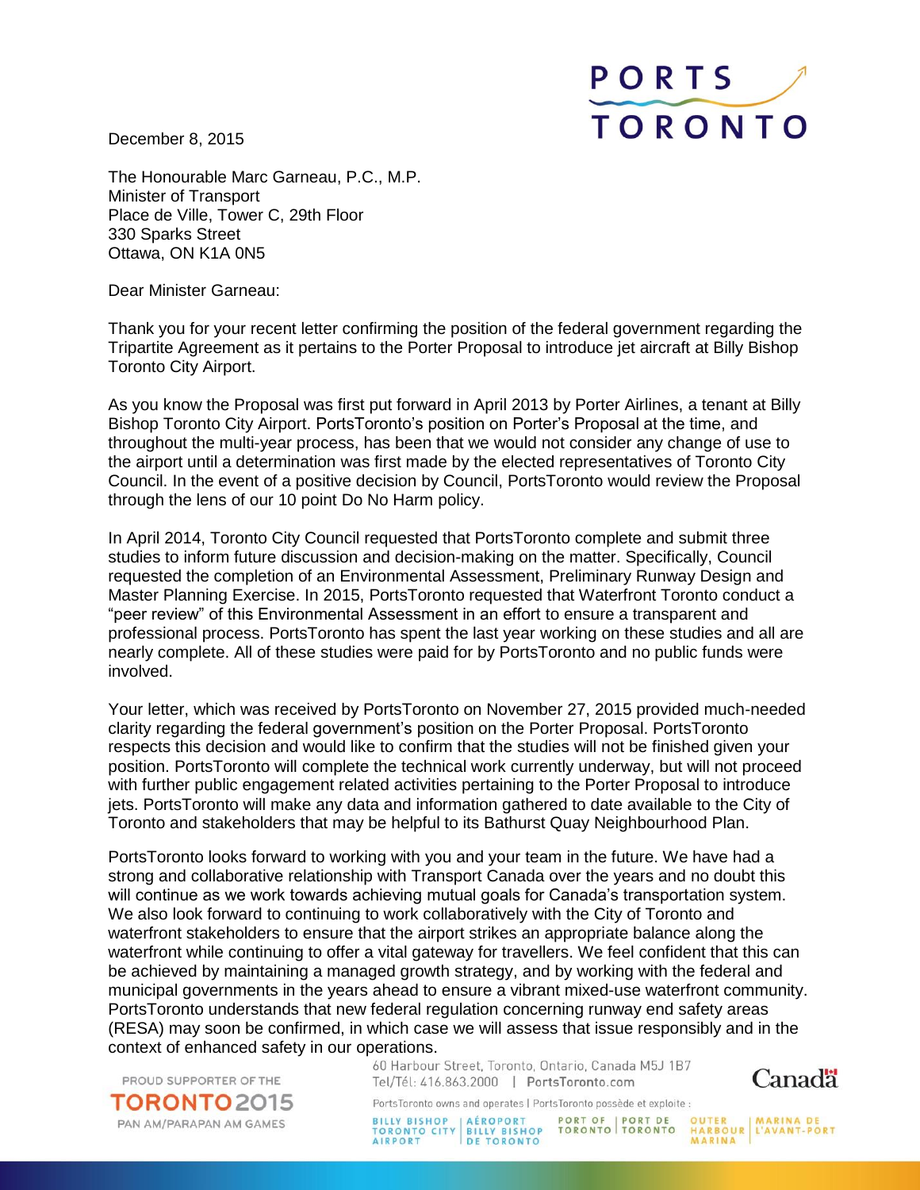December 8, 2015

The Honourable Marc Garneau, P.C., M.P.
Minister of Transport
Place de Ville, Tower C, 29th Floor
330 Sparks Street
Ottawa, ON K1A 0N5

Dear Minister Garneau:

Thank you for your recent letter confirming the position of the federal government regarding the Tripartite Agreement as it pertains to the Porter Proposal to introduce jet aircraft at Billy Bishop Toronto City Airport.

As you know the Proposal was first put forward in April 2013 by Porter Airlines, a tenant at Billy Bishop Toronto City Airport. PortsToronto's position on Porter's Proposal at the time, and throughout the multi-year process, has been that we would not consider any change of use to the airport until a determination was first made by the elected representatives of Toronto City Council. In the event of a positive decision by Council, PortsToronto would review the Proposal through the lens of our 10 point Do No Harm policy.

In April 2014, Toronto City Council requested that PortsToronto complete and submit three studies to inform future discussion and decision-making on the matter. Specifically, Council requested the completion of an Environmental Assessment, Preliminary Runway Design and Master Planning Exercise. In 2015, PortsToronto requested that Waterfront Toronto conduct a "peer review" of this Environmental Assessment in an effort to ensure a transparent and professional process. PortsToronto has spent the last year working on these studies and all are nearly complete. All of these studies were paid for by PortsToronto and no public funds were involved.

Your letter, which was received by PortsToronto on November 27, 2015 provided much-needed clarity regarding the federal government's position on the Porter Proposal. PortsToronto respects this decision and would like to confirm that the studies will not be finished given your position. PortsToronto will complete the technical work currently underway, but will not proceed with further public engagement related activities pertaining to the Porter Proposal to introduce jets. PortsToronto will make any data and information gathered to date available to the City of Toronto and stakeholders that may be helpful to its Bathurst Quay Neighbourhood Plan.

PortsToronto looks forward to working with you and your team in the future. We have had a strong and collaborative relationship with Transport Canada over the years and no doubt this will continue as we work towards achieving mutual goals for Canada's transportation system. We also look forward to continuing to work collaboratively with the City of Toronto and waterfront stakeholders to ensure that the airport strikes an appropriate balance along the waterfront while continuing to offer a vital gateway for travellers. We feel confident that this can be achieved by maintaining a managed growth strategy, and by working with the federal and municipal governments in the years ahead to ensure a vibrant mixed-use waterfront community. PortsToronto understands that new federal regulation concerning runway end safety areas (RESA) may soon be confirmed, in which case we will assess that issue responsibly and in the context of enhanced safety in our operations.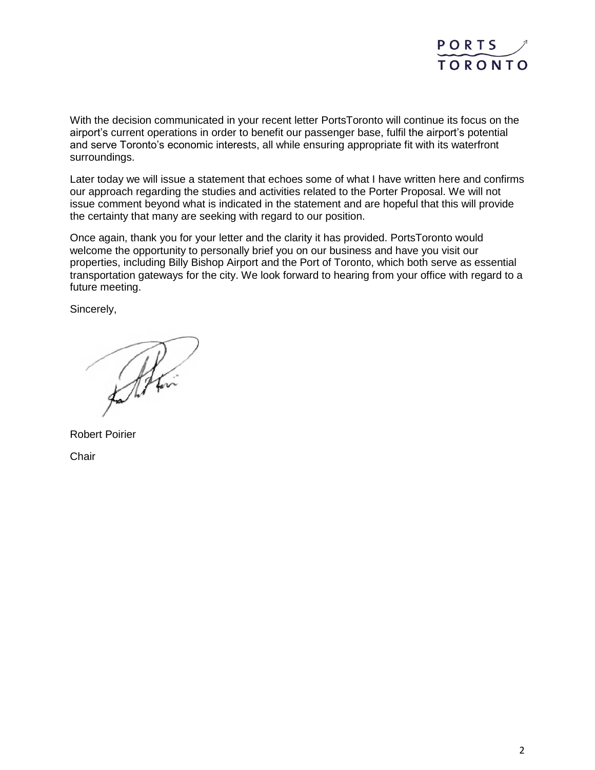With the decision communicated in your recent letter PortsToronto will continue its focus on the airport's current operations in order to benefit our passenger base, fulfil the airport's potential and serve Toronto's economic interests, all while ensuring appropriate fit with its waterfront surroundings.

Later today we will issue a statement that echoes some of what I have written here and confirms our approach regarding the studies and activities related to the Porter Proposal. We will not issue comment beyond what is indicated in the statement and are hopeful that this will provide the certainty that many are seeking with regard to our position.

Once again, thank you for your letter and the clarity it has provided. PortsToronto would welcome the opportunity to personally brief you on our business and have you visit our properties, including Billy Bishop Airport and the Port of Toronto, which both serve as essential transportation gateways for the city. We look forward to hearing from your office with regard to a future meeting.

Sincerely,

Robert Poirier

Chair